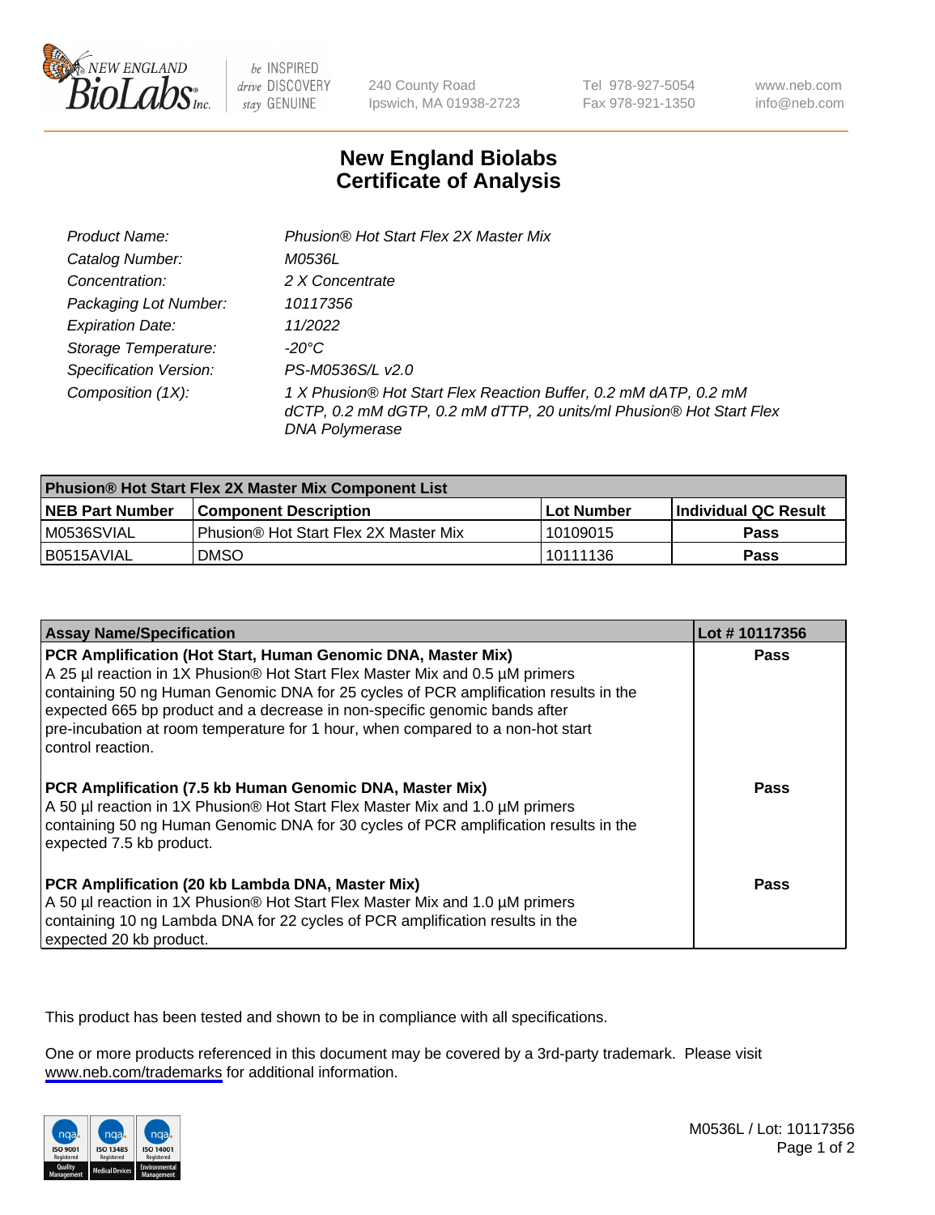240 County Road
Ipswich, MA 01938-2723

Tel 978-927-5054
Fax 978-921-1350

www.neb.com
info@neb.com

# New England Biolabs
# Certificate of Analysis

| | |
|---|---|
| *Product Name:* | *Phusion® Hot Start Flex 2X Master Mix* |
| *Catalog Number:* | *M0536L* |
| *Concentration:* | *2 X Concentrate* |
| *Packaging Lot Number:* | *10117356* |
| *Expiration Date:* | *11/2022* |
| *Storage Temperature:* | *-20°C* |
| *Specification Version:* | *PS-M0536S/L v2.0* |
| *Composition (1X):* | *1 X Phusion® Hot Start Flex Reaction Buffer, 0.2 mM dATP, 0.2 mM dCTP, 0.2 mM dGTP, 0.2 mM dTTP, 20 units/ml Phusion® Hot Start Flex DNA Polymerase* |

| Phusion® Hot Start Flex 2X Master Mix Component List | | | |
|---|---|---|---|
| **NEB Part Number** | **Component Description** | **Lot Number** | **Individual QC Result** |
| M0536SVIAL | Phusion® Hot Start Flex 2X Master Mix | 10109015 | **Pass** |
| B0515AVIAL | DMSO | 10111136 | **Pass** |

| Assay Name/Specification | Lot # 10117356 |
|---|---|
| **PCR Amplification (Hot Start, Human Genomic DNA, Master Mix)** A 25 µl reaction in 1X Phusion® Hot Start Flex Master Mix and 0.5 µM primers containing 50 ng Human Genomic DNA for 25 cycles of PCR amplification results in the expected 665 bp product and a decrease in non-specific genomic bands after pre-incubation at room temperature for 1 hour, when compared to a non-hot start control reaction. | **Pass** |
| **PCR Amplification (7.5 kb Human Genomic DNA, Master Mix)** A 50 µl reaction in 1X Phusion® Hot Start Flex Master Mix and 1.0 µM primers containing 50 ng Human Genomic DNA for 30 cycles of PCR amplification results in the expected 7.5 kb product. | **Pass** |
| **PCR Amplification (20 kb Lambda DNA, Master Mix)** A 50 µl reaction in 1X Phusion® Hot Start Flex Master Mix and 1.0 µM primers containing 10 ng Lambda DNA for 22 cycles of PCR amplification results in the expected 20 kb product. | **Pass** |

This product has been tested and shown to be in compliance with all specifications.

One or more products referenced in this document may be covered by a 3rd-party trademark. Please visit www.neb.com/trademarks for additional information.

M0536L / Lot: 10117356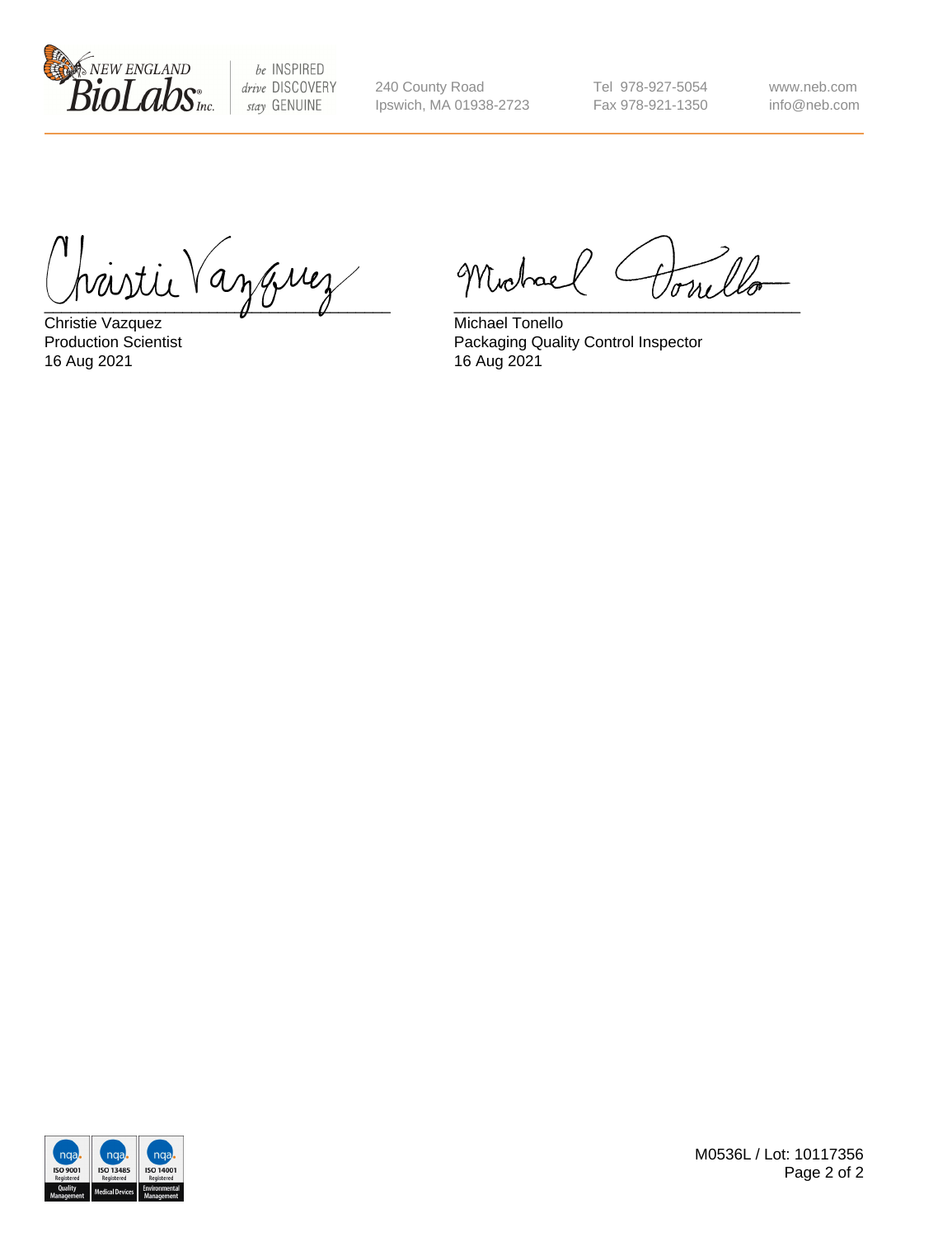Christie Vazquez
Production Scientist
16 Aug 2021

Michael Tonello
Packaging Quality Control Inspector
16 Aug 2021

M0536L / Lot: 10117356